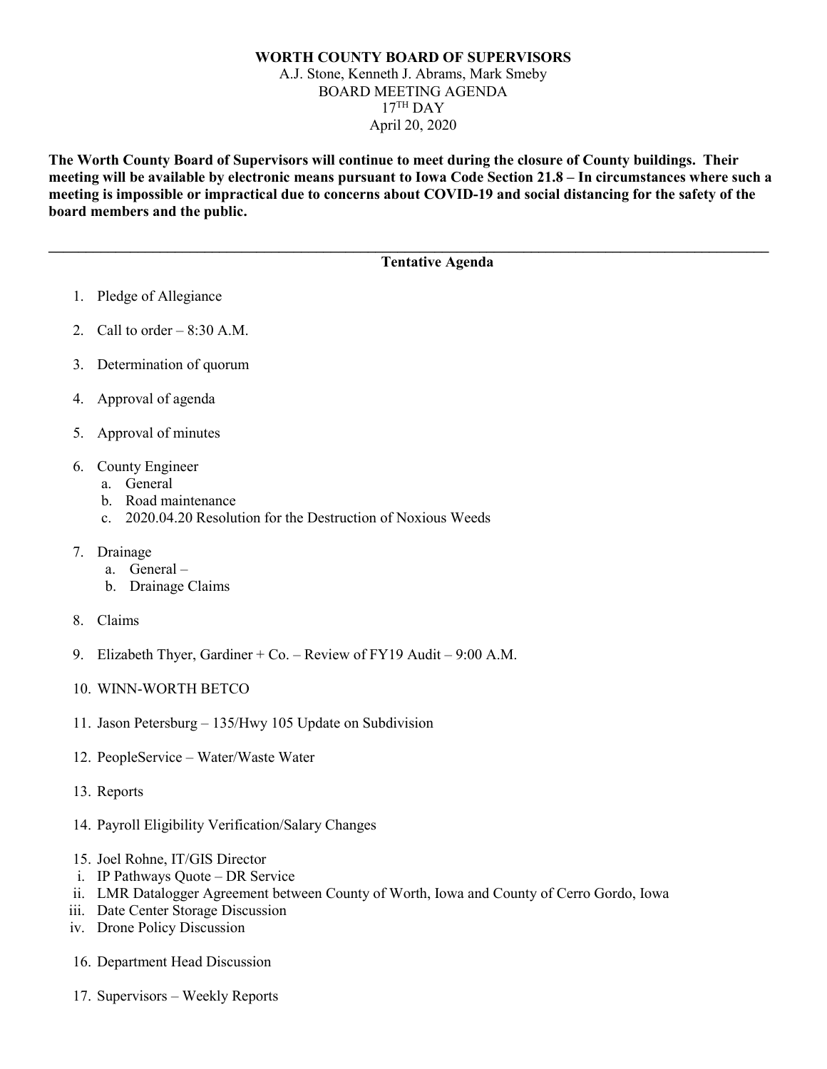**WORTH COUNTY BOARD OF SUPERVISORS**

A.J. Stone, Kenneth J. Abrams, Mark Smeby

BOARD MEETING AGENDA

17TH DAY

April 20, 2020

**The Worth County Board of Supervisors will continue to meet during the closure of County buildings. Their meeting will be available by electronic means pursuant to Iowa Code Section 21.8 – In circumstances where such a meeting is impossible or impractical due to concerns about COVID-19 and social distancing for the safety of the board members and the public.**

---

**Tentative Agenda**

1. Pledge of Allegiance
2. Call to order – 8:30 A.M.
3. Determination of quorum
4. Approval of agenda
5. Approval of minutes
6. County Engineer
   a. General
   b. Road maintenance
   c. 2020.04.20 Resolution for the Destruction of Noxious Weeds
7. Drainage
   a. General –
   b. Drainage Claims
8. Claims
9. Elizabeth Thyer, Gardiner + Co. – Review of FY19 Audit – 9:00 A.M.
10. WINN-WORTH BETCO
11. Jason Petersburg – 135/Hwy 105 Update on Subdivision
12. PeopleService – Water/Waste Water
13. Reports
14. Payroll Eligibility Verification/Salary Changes
15. Joel Rohne, IT/GIS Director
    i. IP Pathways Quote – DR Service
    ii. LMR Datalogger Agreement between County of Worth, Iowa and County of Cerro Gordo, Iowa
    iii. Date Center Storage Discussion
    iv. Drone Policy Discussion
16. Department Head Discussion
17. Supervisors – Weekly Reports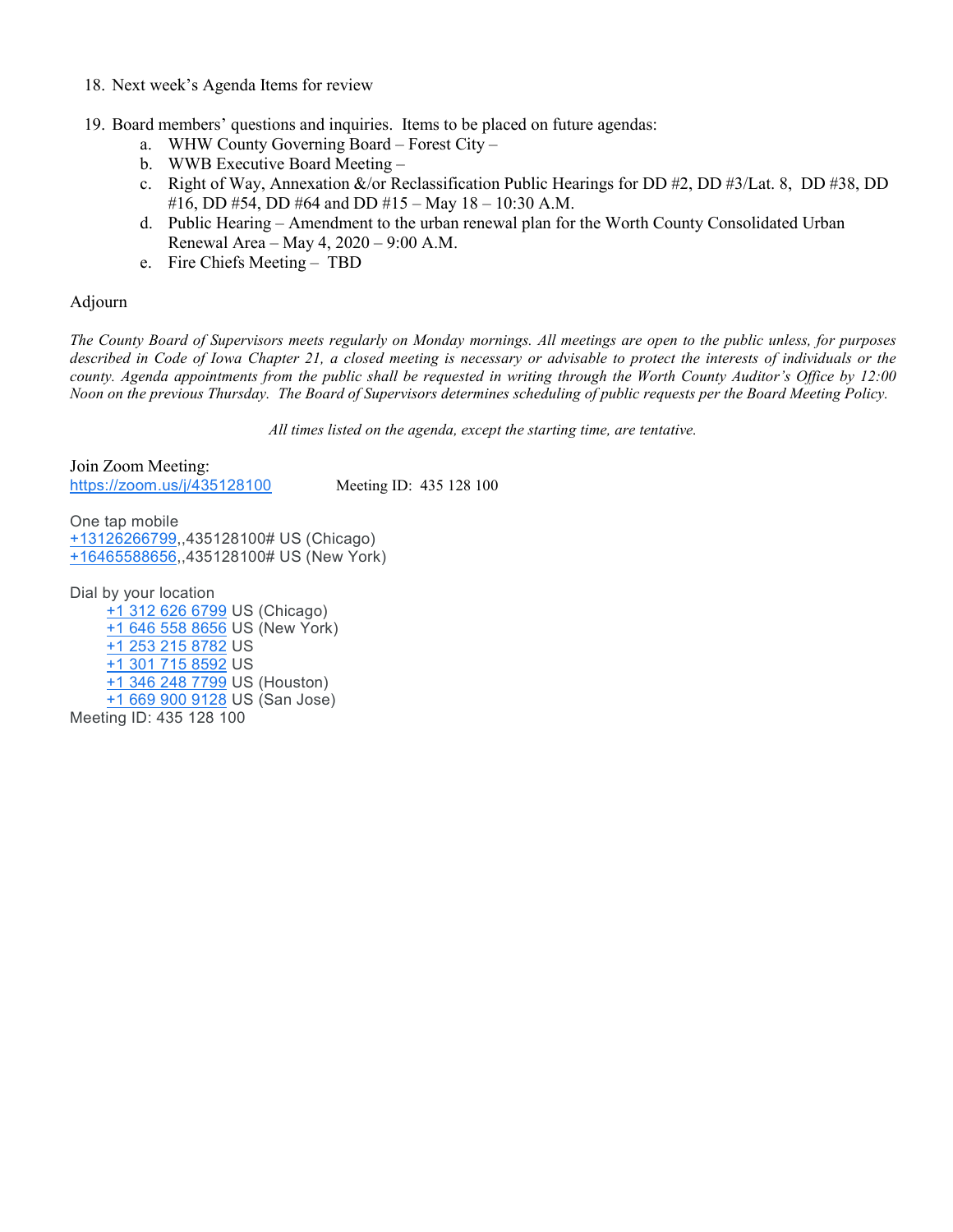18. Next week's Agenda Items for review

19. Board members' questions and inquiries. Items to be placed on future agendas:
    a. WHW County Governing Board – Forest City –
    b. WWB Executive Board Meeting –
    c. Right of Way, Annexation &/or Reclassification Public Hearings for DD #2, DD #3/Lat. 8, DD #38, DD #16, DD #54, DD #64 and DD #15 – May 18 – 10:30 A.M.
    d. Public Hearing – Amendment to the urban renewal plan for the Worth County Consolidated Urban Renewal Area – May 4, 2020 – 9:00 A.M.
    e. Fire Chiefs Meeting – TBD

Adjourn

*The County Board of Supervisors meets regularly on Monday mornings. All meetings are open to the public unless, for purposes described in Code of Iowa Chapter 21, a closed meeting is necessary or advisable to protect the interests of individuals or the county. Agenda appointments from the public shall be requested in writing through the Worth County Auditor's Office by 12:00 Noon on the previous Thursday. The Board of Supervisors determines scheduling of public requests per the Board Meeting Policy.*

*All times listed on the agenda, except the starting time, are tentative.*

Join Zoom Meeting:
https://zoom.us/j/435128100 Meeting ID: 435 128 100

One tap mobile
+13126266799,,435128100# US (Chicago)
+16465588656,,435128100# US (New York)

Dial by your location
- +1 312 626 6799 US (Chicago)
- +1 646 558 8656 US (New York)
- +1 253 215 8782 US
- +1 301 715 8592 US
- +1 346 248 7799 US (Houston)
- +1 669 900 9128 US (San Jose)

Meeting ID: 435 128 100